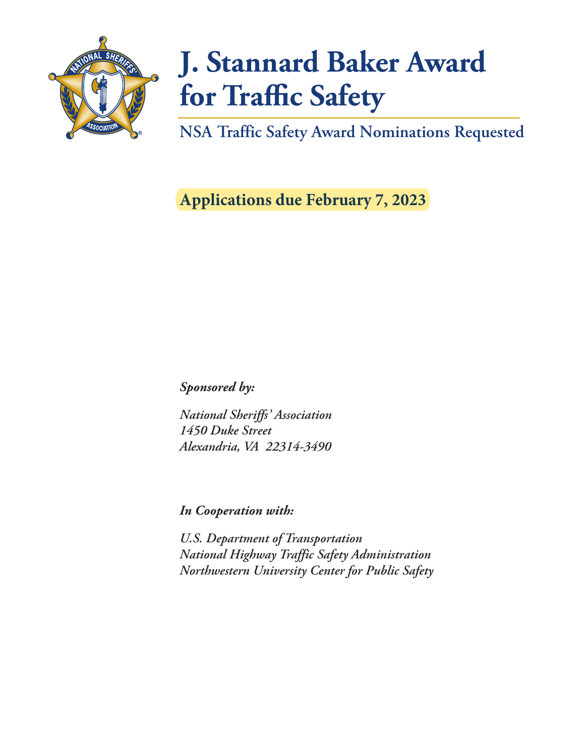# J. Stannard Baker Award for Traffic Safety

## NSA Traffic Safety Award Nominations Requested

**Applications due February 7, 2023**

***Sponsored by:***

*National Sheriffs' Association*
*1450 Duke Street*
*Alexandria, VA 22314-3490*

***In Cooperation with:***

*U.S. Department of Transportation*
*National Highway Traffic Safety Administration*
*Northwestern University Center for Public Safety*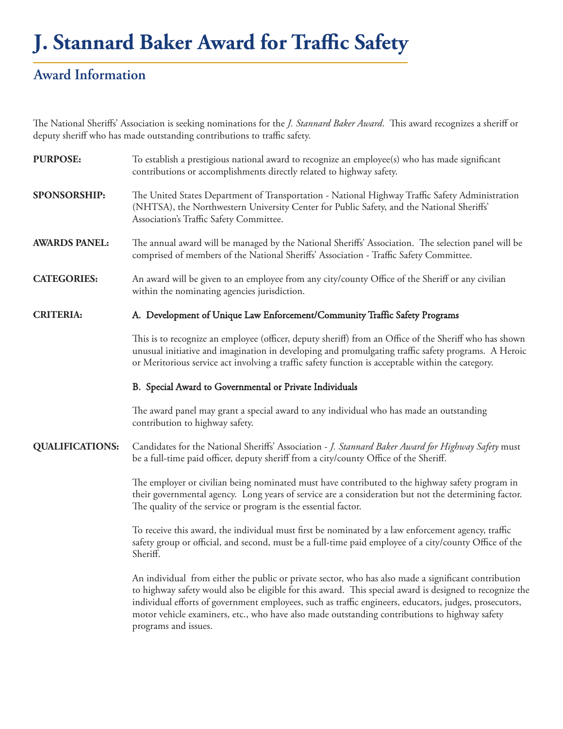# J. Stannard Baker Award for Traffic Safety

## Award Information

The National Sheriffs' Association is seeking nominations for the *J. Stannard Baker Award*. This award recognizes a sheriff or deputy sheriff who has made outstanding contributions to traffic safety.

**PURPOSE:** To establish a prestigious national award to recognize an employee(s) who has made significant contributions or accomplishments directly related to highway safety.

**SPONSORSHIP:** The United States Department of Transportation - National Highway Traffic Safety Administration (NHTSA), the Northwestern University Center for Public Safety, and the National Sheriffs' Association's Traffic Safety Committee.

**AWARDS PANEL:** The annual award will be managed by the National Sheriffs' Association. The selection panel will be comprised of members of the National Sheriffs' Association - Traffic Safety Committee.

**CATEGORIES:** An award will be given to an employee from any city/county Office of the Sheriff or any civilian within the nominating agencies jurisdiction.

**CRITERIA:**

A. Development of Unique Law Enforcement/Community Traffic Safety Programs

This is to recognize an employee (officer, deputy sheriff) from an Office of the Sheriff who has shown unusual initiative and imagination in developing and promulgating traffic safety programs. A Heroic or Meritorious service act involving a traffic safety function is acceptable within the category.

B. Special Award to Governmental or Private Individuals

The award panel may grant a special award to any individual who has made an outstanding contribution to highway safety.

**QUALIFICATIONS:** Candidates for the National Sheriffs' Association - *J. Stannard Baker Award for Highway Safety* must be a full-time paid officer, deputy sheriff from a city/county Office of the Sheriff.

The employer or civilian being nominated must have contributed to the highway safety program in their governmental agency. Long years of service are a consideration but not the determining factor. The quality of the service or program is the essential factor.

To receive this award, the individual must first be nominated by a law enforcement agency, traffic safety group or official, and second, must be a full-time paid employee of a city/county Office of the Sheriff.

An individual from either the public or private sector, who has also made a significant contribution to highway safety would also be eligible for this award. This special award is designed to recognize the individual efforts of government employees, such as traffic engineers, educators, judges, prosecutors, motor vehicle examiners, etc., who have also made outstanding contributions to highway safety programs and issues.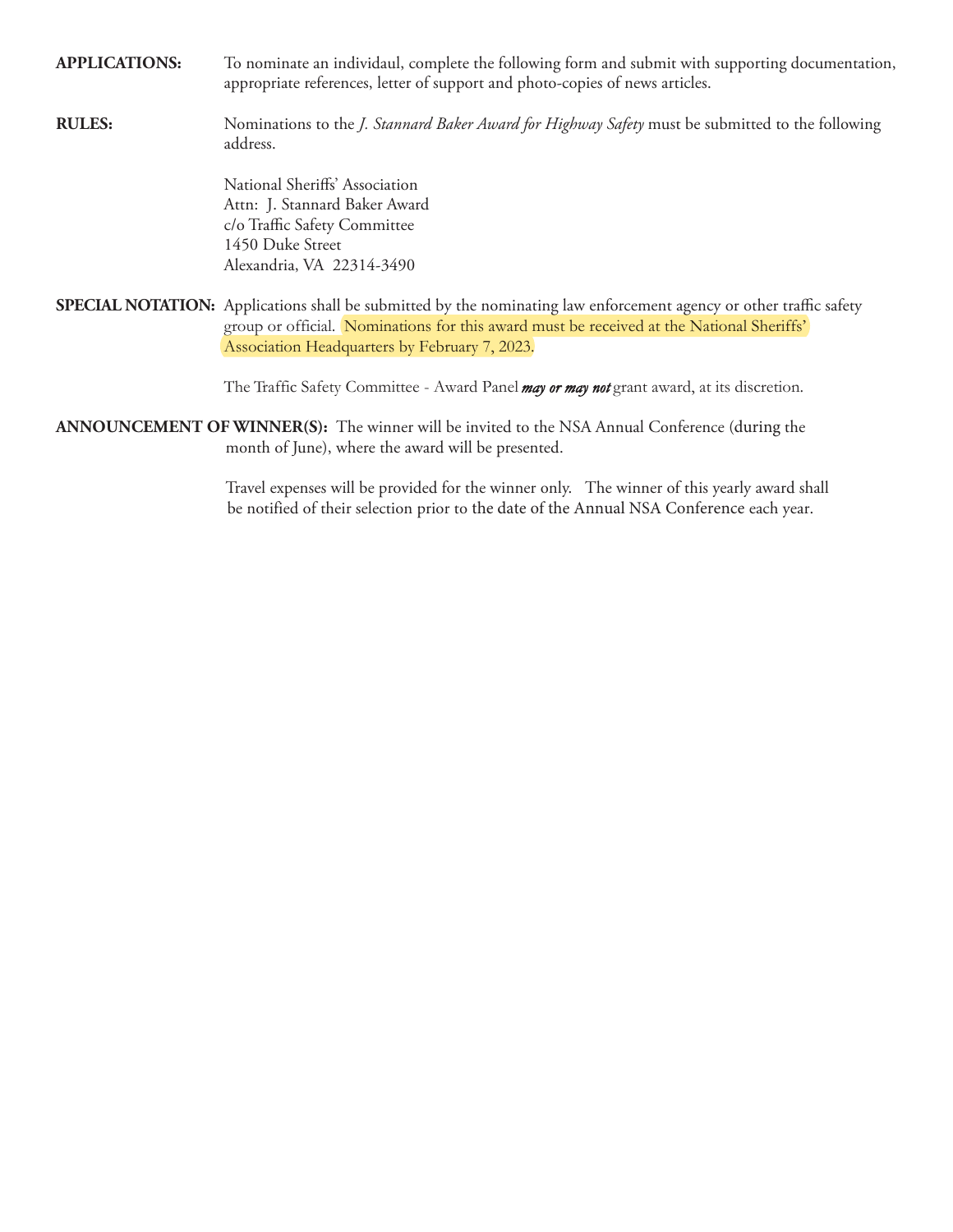**APPLICATIONS:** To nominate an individaul, complete the following form and submit with supporting documentation, appropriate references, letter of support and photo-copies of news articles.

**RULES:** Nominations to the *J. Stannard Baker Award for Highway Safety* must be submitted to the following address.

National Sheriffs' Association
Attn: J. Stannard Baker Award
c/o Traffic Safety Committee
1450 Duke Street
Alexandria, VA 22314-3490

**SPECIAL NOTATION:** Applications shall be submitted by the nominating law enforcement agency or other traffic safety group or official. Nominations for this award must be received at the National Sheriffs' Association Headquarters by February 7, 2023.

The Traffic Safety Committee - Award Panel ***may or may not*** grant award, at its discretion.

**ANNOUNCEMENT OF WINNER(S):** The winner will be invited to the NSA Annual Conference (during the month of June), where the award will be presented.

Travel expenses will be provided for the winner only. The winner of this yearly award shall be notified of their selection prior to the date of the Annual NSA Conference each year.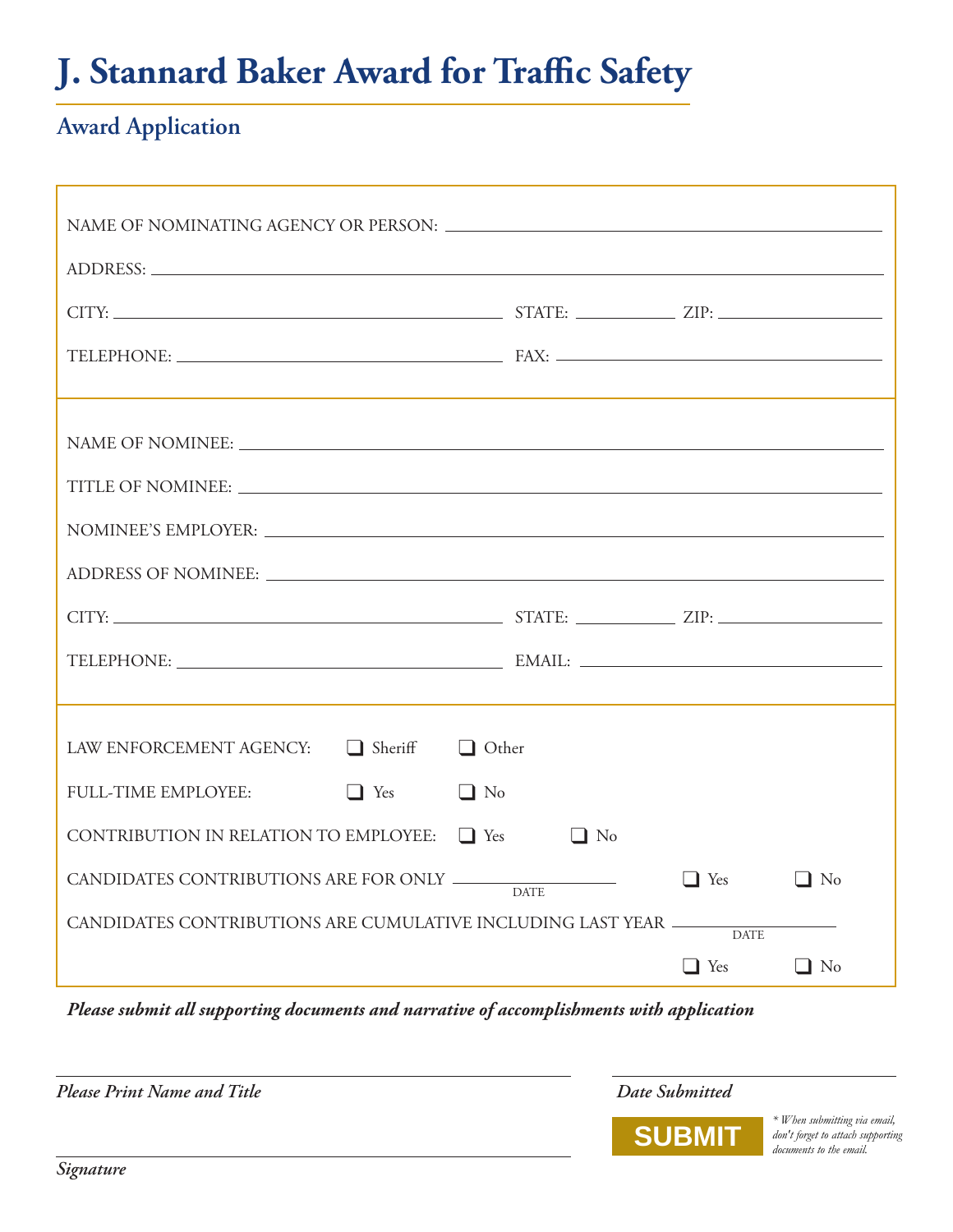# J. Stannard Baker Award for Traffic Safety

## Award Application

NAME OF NOMINATING AGENCY OR PERSON: ______________________________

ADDRESS: ______________________________

CITY: ______________________ STATE: __________ ZIP: __________

TELEPHONE: ______________________ FAX: ______________________

NAME OF NOMINEE: ______________________________

TITLE OF NOMINEE: ______________________________

NOMINEE'S EMPLOYER: ______________________________

ADDRESS OF NOMINEE: ______________________________

CITY: ______________________ STATE: __________ ZIP: __________

TELEPHONE: ______________________ EMAIL: ______________________

LAW ENFORCEMENT AGENCY: ❑ Sheriff ❑ Other

FULL-TIME EMPLOYEE: ❑ Yes ❑ No

CONTRIBUTION IN RELATION TO EMPLOYEE: ❑ Yes ❑ No

CANDIDATES CONTRIBUTIONS ARE FOR ONLY __________ (DATE) ❑ Yes ❑ No

CANDIDATES CONTRIBUTIONS ARE CUMULATIVE INCLUDING LAST YEAR __________ (DATE) ❑ Yes ❑ No

***Please submit all supporting documents and narrative of accomplishments with application***

______________________________
*Please Print Name and Title*

______________________________
*Date Submitted*

**SUBMIT**

*\* When submitting via email, don't forget to attach supporting documents to the email.*

______________________________
*Signature*